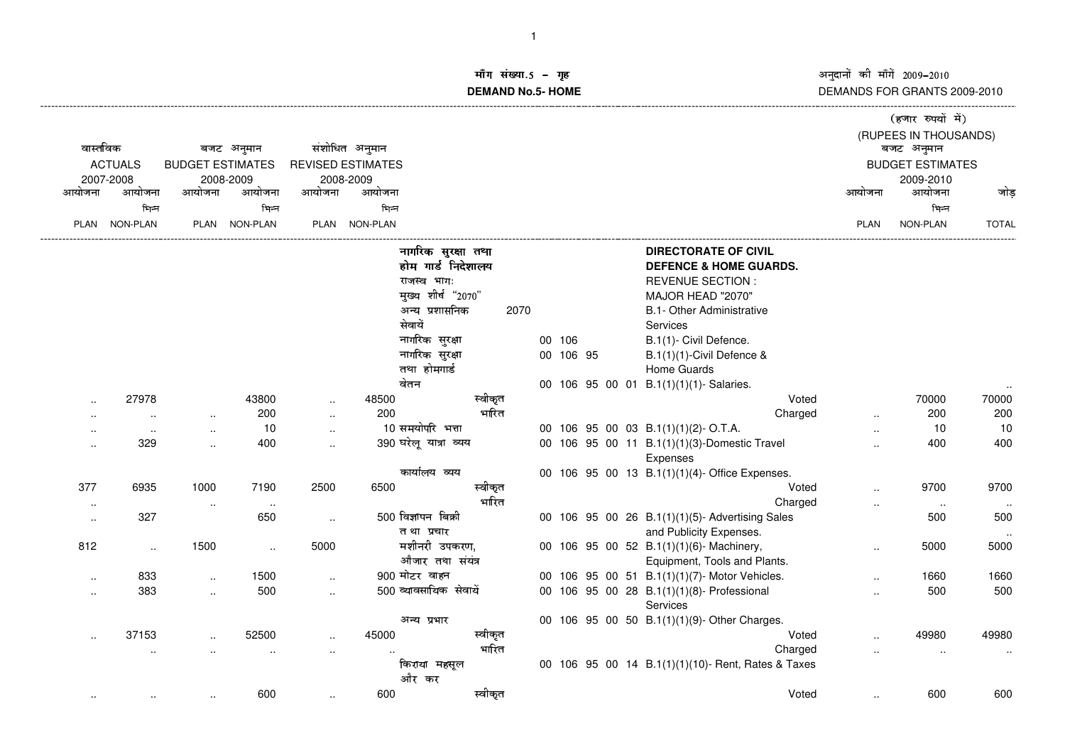मॉंग संख्या.5 – गृह

**DEMAND No.5- HOME**

अनुदानों की मॉंगें 2009–2010

DEMANDS FOR GRANTS 2009-2010

(हजार रुपयों में)

(RUPEES IN THOUSANDS)

| वास्तविक ACTUALS 2007-2008 | | बजट अनुमान BUDGET ESTIMATES 2008-2009 | | संशोधित अनुमान REVISED ESTIMATES 2008-2009 | | | | | | बजट अनुमान BUDGET ESTIMATES 2009-2010 | | |
|---|---|---|---|---|---|---|---|---|---|---|---|---|
| आयोजना PLAN | आयोजना भिन्न NON-PLAN | आयोजना PLAN | आयोजना भिन्न NON-PLAN | आयोजना PLAN | आयोजना भिन्न NON-PLAN | | | | | आयोजना PLAN | आयोजना भिन्न NON-PLAN | जोड़ TOTAL |
| | | | | | | नागरिक सुरक्षा तथा होम गार्ड निदेशालय | | | **DIRECTORATE OF CIVIL DEFENCE & HOME GUARDS.** | | | |
| | | | | | | राजस्व भाग: | | | REVENUE SECTION : | | | |
| | | | | | | मुख्य शीर्ष "2070" | | | MAJOR HEAD "2070" | | | |
| | | | | | | अन्य प्रशासनिक सेवायें | 2070 | | B.1- Other Administrative Services | | | |
| | | | | | | नागरिक सुरक्षा | | 00 106 | B.1(1)- Civil Defence. | | | |
| | | | | | | नागरिक सुरक्षा तथा होमगार्ड | | 00 106 95 | B.1(1)(1)-Civil Defence & Home Guards | | | |
| | | | | | | वेतन | | 00 106 95 00 01 | B.1(1)(1)(1)- Salaries. | | | .. |
| .. | 27978 | | 43800 | .. | 48500 | स्वीकृत | | | Voted | | 70000 | 70000 |
| .. | .. | .. | 200 | .. | 200 | भारित | | | Charged | .. | 200 | 200 |
| .. | .. | .. | 10 | .. | 10 | समयोपरि भत्ता | | 00 106 95 00 03 | B.1(1)(1)(2)- O.T.A. | .. | 10 | 10 |
| .. | 329 | .. | 400 | .. | 390 | घरेलू यात्रा व्यय | | 00 106 95 00 11 | B.1(1)(1)(3)-Domestic Travel Expenses | .. | 400 | 400 |
| | | | | | | कार्यालय व्यय | | 00 106 95 00 13 | B.1(1)(1)(4)- Office Expenses. | | | |
| 377 | 6935 | 1000 | 7190 | 2500 | 6500 | स्वीकृत | | | Voted | .. | 9700 | 9700 |
| .. | | .. | .. | | | भारित | | | Charged | .. | .. | .. |
| .. | 327 | | 650 | .. | 500 | विज्ञापन बिक्री त था प्रचार | | 00 106 95 00 26 | B.1(1)(1)(5)- Advertising Sales and Publicity Expenses. | | 500 | 500 .. |
| 812 | .. | 1500 | .. | 5000 | | मशीनरी उपकरण, औजार तथा संयंत्र | | 00 106 95 00 52 | B.1(1)(1)(6)- Machinery, Equipment, Tools and Plants. | .. | 5000 | 5000 |
| .. | 833 | .. | 1500 | .. | 900 | मोटर वाहन | | 00 106 95 00 51 | B.1(1)(1)(7)- Motor Vehicles. | .. | 1660 | 1660 |
| .. | 383 | .. | 500 | .. | 500 | व्यावसायिक सेवायें | | 00 106 95 00 28 | B.1(1)(1)(8)- Professional Services | .. | 500 | 500 |
| | | | | | | अन्य प्रभार | | 00 106 95 00 50 | B.1(1)(1)(9)- Other Charges. | | | |
| .. | 37153 | .. | 52500 | .. | 45000 | स्वीकृत | | | Voted | .. | 49980 | 49980 |
| | .. | .. | .. | .. | .. | भारित | | | Charged | .. | .. | .. |
| | | | | | | किराया महसूल और कर | | 00 106 95 00 14 | B.1(1)(1)(10)- Rent, Rates & Taxes | | | |
| .. | .. | .. | 600 | .. | 600 | स्वीकृत | | | Voted | .. | 600 | 600 |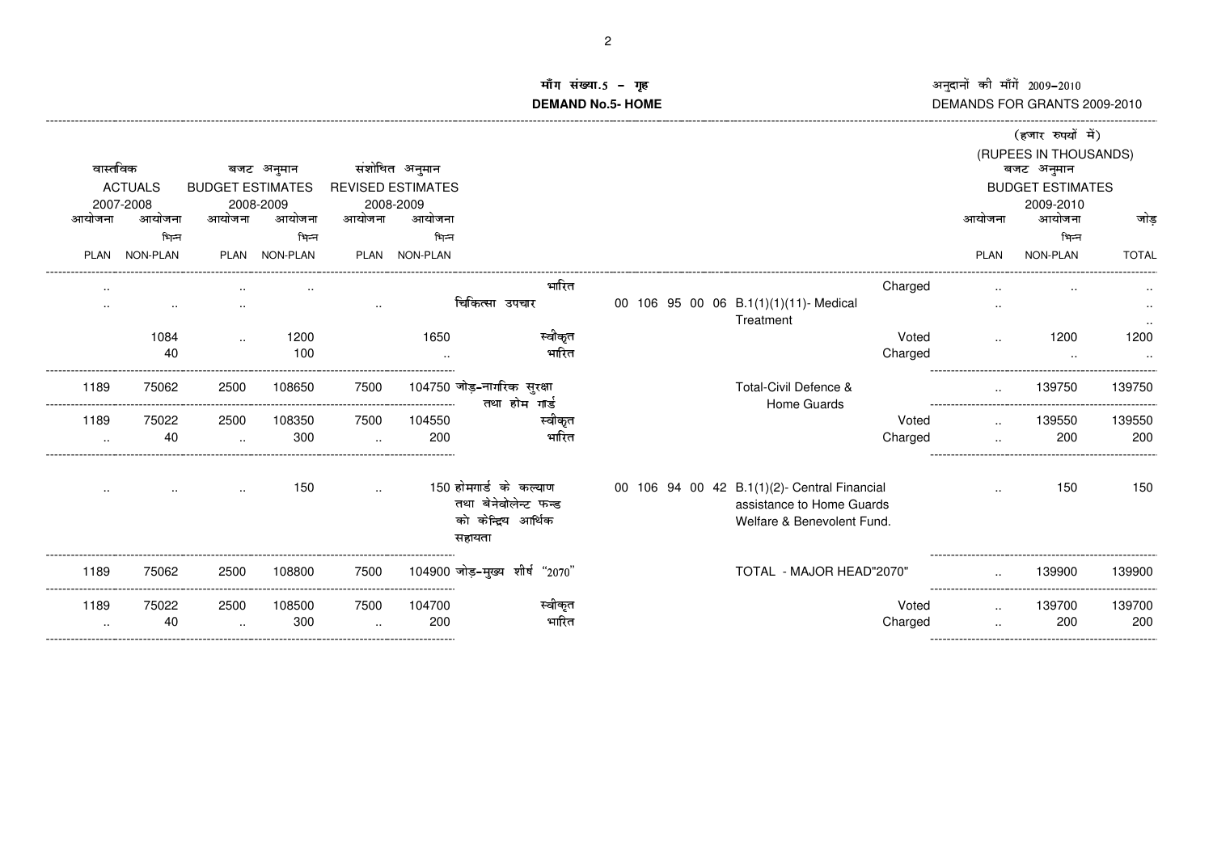माँग संख्या.5 – गृह

**DEMAND No.5- HOME**

अनुदानों की माँगें 2009–2010

DEMANDS FOR GRANTS 2009-2010

(हजार रुपयों में)
(RUPEES IN THOUSANDS)

| वास्तविक ACTUALS 2007-2008 आयोजना PLAN | आयोजना भिन्न NON-PLAN | बजट अनुमान BUDGET ESTIMATES 2008-2009 आयोजना PLAN | आयोजना भिन्न NON-PLAN | संशोधित अनुमान REVISED ESTIMATES 2008-2009 आयोजना PLAN | आयोजना भिन्न NON-PLAN | | | | बजट अनुमान BUDGET ESTIMATES 2009-2010 आयोजना PLAN | आयोजना भिन्न NON-PLAN | जोड़ TOTAL |
|---|---|---|---|---|---|---|---|---|---|---|---|
| .. | | .. | .. | | | भारित | | Charged | .. | .. | .. |
| .. | .. | .. | | .. | | चिकित्सा उपचार | 00 106 95 00 06 B.1(1)(1)(11)- Medical Treatment | | .. | | .. |
| | | | | | | | | | | | .. |
| | 1084 | .. | 1200 | | 1650 | स्वीकृत | | Voted | .. | 1200 | 1200 |
| | 40 | | 100 | | .. | भारित | | Charged | | .. | .. |
| 1189 | 75062 | 2500 | 108650 | 7500 | 104750 | जोड़–नागरिक सुरक्षा तथा होम गार्ड | Total-Civil Defence & Home Guards | | .. | 139750 | 139750 |
| 1189 | 75022 | 2500 | 108350 | 7500 | 104550 | स्वीकृत | | Voted | .. | 139550 | 139550 |
| .. | 40 | .. | 300 | .. | 200 | भारित | | Charged | .. | 200 | 200 |
| .. | .. | .. | 150 | .. | 150 | होमगार्ड के कल्याण तथा बेनेवोलेन्ट फन्ड को केन्द्रिय आर्थिक सहायता | 00 106 94 00 42 B.1(1)(2)- Central Financial assistance to Home Guards Welfare & Benevolent Fund. | | .. | 150 | 150 |
| 1189 | 75062 | 2500 | 108800 | 7500 | 104900 | जोड़–मुख्य शीर्ष "2070" | TOTAL - MAJOR HEAD"2070" | | .. | 139900 | 139900 |
| 1189 | 75022 | 2500 | 108500 | 7500 | 104700 | स्वीकृत | | Voted | .. | 139700 | 139700 |
| .. | 40 | .. | 300 | .. | 200 | भारित | | Charged | .. | 200 | 200 |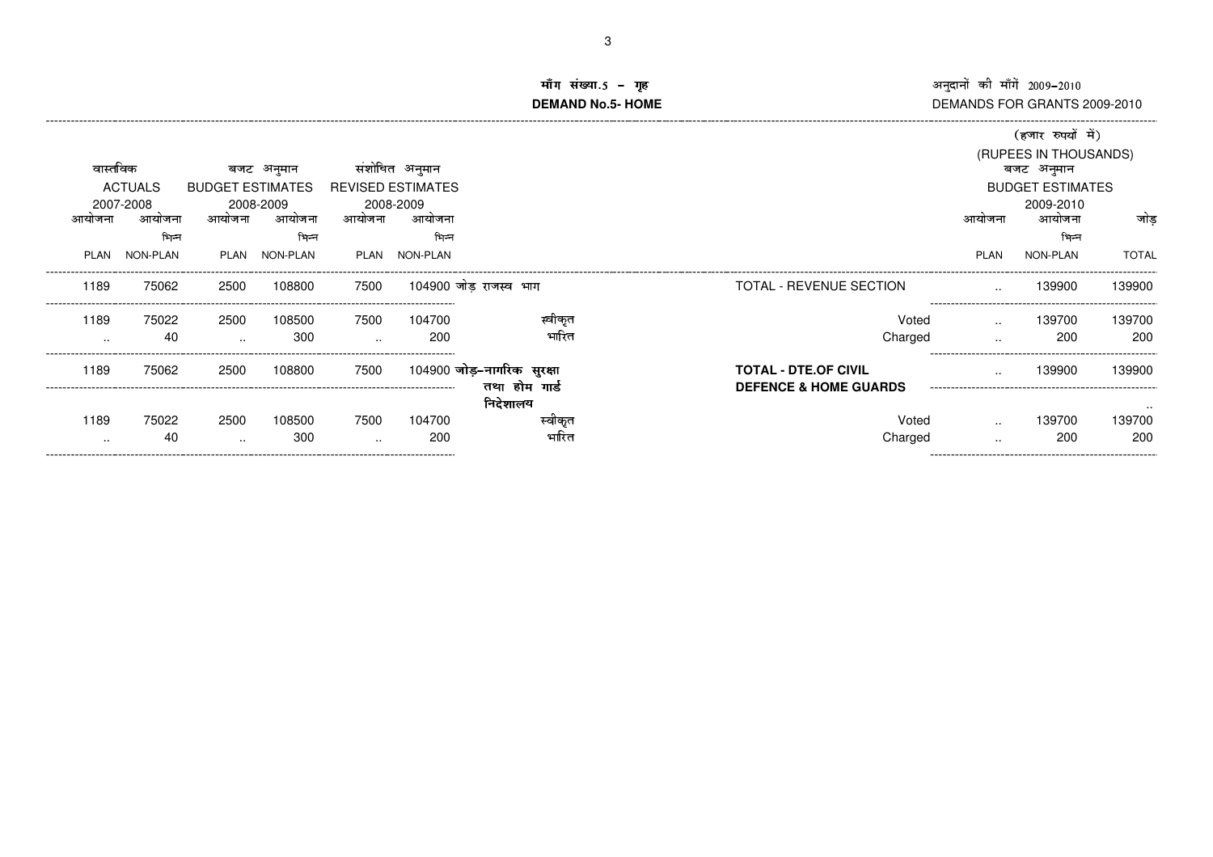माँग संख्या.5 – गृह

**DEMAND No.5- HOME**

अनुदानों की माँगें 2009–2010

DEMANDS FOR GRANTS 2009-2010

(हजार रुपयों में)
(RUPEES IN THOUSANDS)

| वास्तविक ACTUALS 2007-2008 | | बजट अनुमान BUDGET ESTIMATES 2008-2009 | | संशोधित अनुमान REVISED ESTIMATES 2008-2009 | | | | बजट अनुमान BUDGET ESTIMATES 2009-2010 | | |
|---|---|---|---|---|---|---|---|---|---|---|
| आयोजना PLAN | आयोजना भिन्न NON-PLAN | आयोजना PLAN | आयोजना भिन्न NON-PLAN | आयोजना PLAN | आयोजना भिन्न NON-PLAN | | | आयोजना PLAN | आयोजना भिन्न NON-PLAN | जोड़ TOTAL |
| 1189 | 75062 | 2500 | 108800 | 7500 | 104900 | जोड़ राजस्व भाग | TOTAL - REVENUE SECTION | .. | 139900 | 139900 |
| 1189 | 75022 | 2500 | 108500 | 7500 | 104700 | स्वीकृत | Voted | .. | 139700 | 139700 |
| .. | 40 | .. | 300 | .. | 200 | भारित | Charged | .. | 200 | 200 |
| 1189 | 75062 | 2500 | 108800 | 7500 | 104900 | जोड़–नागरिक सुरक्षा तथा होम गार्ड निदेशालय | **TOTAL - DTE.OF CIVIL DEFENCE & HOME GUARDS** | .. | 139900 | 139900 |
| | | | | | | | | | | .. |
| 1189 | 75022 | 2500 | 108500 | 7500 | 104700 | स्वीकृत | Voted | .. | 139700 | 139700 |
| .. | 40 | .. | 300 | .. | 200 | भारित | Charged | .. | 200 | 200 |